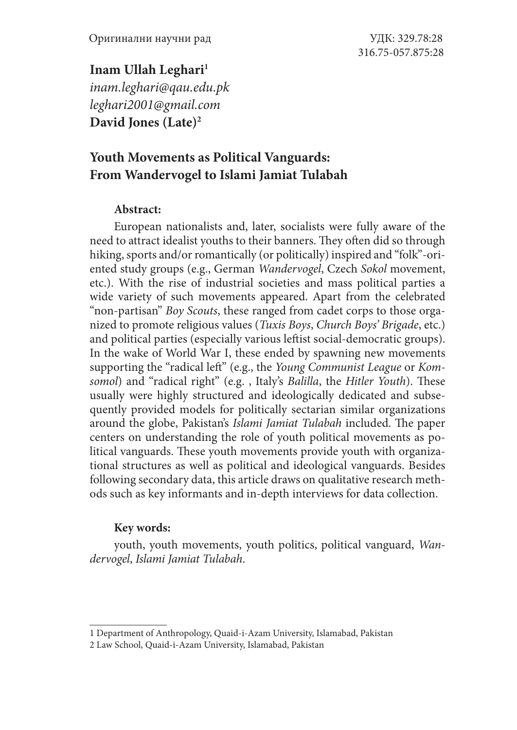Оригинални научни рад

УДК: 329.78:28
316.75-057.875:28

**Inam Ullah Leghari**[1]
*inam.leghari@qau.edu.pk*
*leghari2001@gmail.com*
**David Jones (Late)**[2]

# Youth Movements as Political Vanguards: From Wandervogel to Islami Jamiat Tulabah

**Abstract:**

European nationalists and, later, socialists were fully aware of the need to attract idealist youths to their banners. They often did so through hiking, sports and/or romantically (or politically) inspired and "folk"-oriented study groups (e.g., German *Wandervogel*, Czech *Sokol* movement, etc.). With the rise of industrial societies and mass political parties a wide variety of such movements appeared. Apart from the celebrated "non-partisan" *Boy Scouts*, these ranged from cadet corps to those organized to promote religious values (*Tuxis Boys*, *Church Boys' Brigade*, etc.) and political parties (especially various leftist social-democratic groups). In the wake of World War I, these ended by spawning new movements supporting the "radical left" (e.g., the *Young Communist League* or *Komsomol*) and "radical right" (e.g. , Italy's *Balilla*, the *Hitler Youth*). These usually were highly structured and ideologically dedicated and subsequently provided models for politically sectarian similar organizations around the globe, Pakistan's *Islami Jamiat Tulabah* included. The paper centers on understanding the role of youth political movements as political vanguards. These youth movements provide youth with organizational structures as well as political and ideological vanguards. Besides following secondary data, this article draws on qualitative research methods such as key informants and in-depth interviews for data collection.

**Key words:**

youth, youth movements, youth politics, political vanguard, *Wandervogel*, *Islami Jamiat Tulabah*.

---

1 Department of Anthropology, Quaid-i-Azam University, Islamabad, Pakistan

2 Law School, Quaid-i-Azam University, Islamabad, Pakistan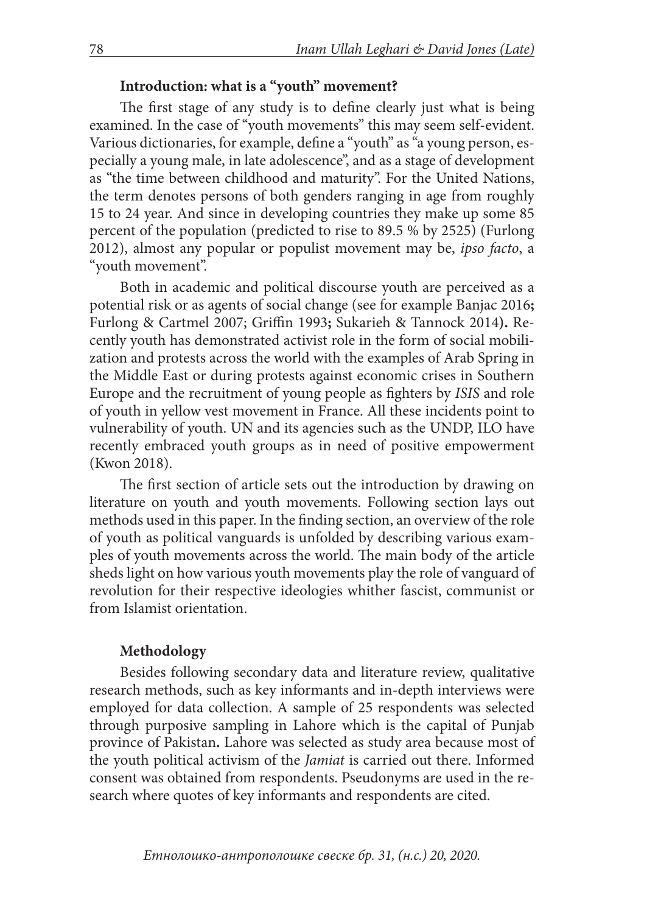## Introduction: what is a "youth" movement?

The first stage of any study is to define clearly just what is being examined. In the case of "youth movements" this may seem self-evident. Various dictionaries, for example, define a "youth" as "a young person, especially a young male, in late adolescence", and as a stage of development as "the time between childhood and maturity". For the United Nations, the term denotes persons of both genders ranging in age from roughly 15 to 24 year. And since in developing countries they make up some 85 percent of the population (predicted to rise to 89.5 % by 2525) (Furlong 2012), almost any popular or populist movement may be, *ipso facto*, a "youth movement".

Both in academic and political discourse youth are perceived as a potential risk or as agents of social change (see for example Banjac 2016**;** Furlong & Cartmel 2007; Griffin 1993**;** Sukarieh & Tannock 2014**).** Recently youth has demonstrated activist role in the form of social mobilization and protests across the world with the examples of Arab Spring in the Middle East or during protests against economic crises in Southern Europe and the recruitment of young people as fighters by *ISIS* and role of youth in yellow vest movement in France. All these incidents point to vulnerability of youth. UN and its agencies such as the UNDP, ILO have recently embraced youth groups as in need of positive empowerment (Kwon 2018).

The first section of article sets out the introduction by drawing on literature on youth and youth movements. Following section lays out methods used in this paper. In the finding section, an overview of the role of youth as political vanguards is unfolded by describing various examples of youth movements across the world. The main body of the article sheds light on how various youth movements play the role of vanguard of revolution for their respective ideologies whither fascist, communist or from Islamist orientation.

## Methodology

Besides following secondary data and literature review, qualitative research methods, such as key informants and in-depth interviews were employed for data collection. A sample of 25 respondents was selected through purposive sampling in Lahore which is the capital of Punjab province of Pakistan**.** Lahore was selected as study area because most of the youth political activism of the *Jamiat* is carried out there. Informed consent was obtained from respondents. Pseudonyms are used in the research where quotes of key informants and respondents are cited.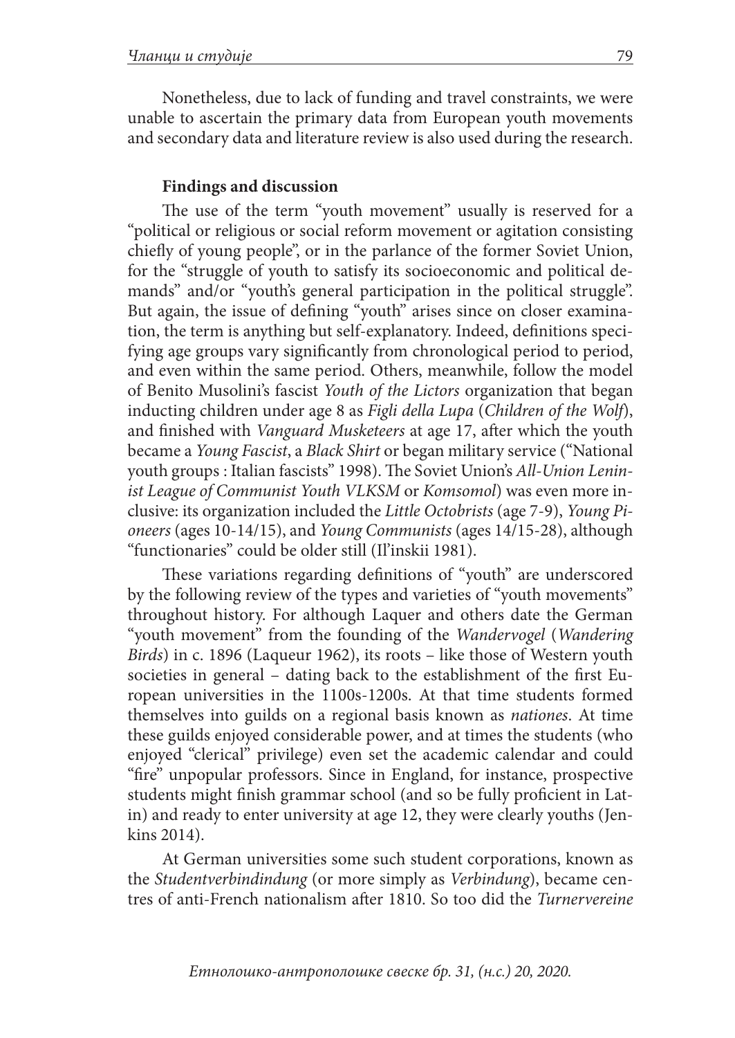Nonetheless, due to lack of funding and travel constraints, we were unable to ascertain the primary data from European youth movements and secondary data and literature review is also used during the research.

## Findings and discussion

The use of the term "youth movement" usually is reserved for a "political or religious or social reform movement or agitation consisting chiefly of young people", or in the parlance of the former Soviet Union, for the "struggle of youth to satisfy its socioeconomic and political demands" and/or "youth's general participation in the political struggle". But again, the issue of defining "youth" arises since on closer examination, the term is anything but self-explanatory. Indeed, definitions specifying age groups vary significantly from chronological period to period, and even within the same period. Others, meanwhile, follow the model of Benito Musolini's fascist *Youth of the Lictors* organization that began inducting children under age 8 as *Figli della Lupa* (*Children of the Wolf*), and finished with *Vanguard Musketeers* at age 17, after which the youth became a *Young Fascist*, a *Black Shirt* or began military service ("National youth groups : Italian fascists" 1998). The Soviet Union's *All-Union Leninist League of Communist Youth VLKSM* or *Komsomol*) was even more inclusive: its organization included the *Little Octobrists* (age 7-9), *Young Pioneers* (ages 10-14/15), and *Young Communists* (ages 14/15-28), although "functionaries" could be older still (Il'inskii 1981).

These variations regarding definitions of "youth" are underscored by the following review of the types and varieties of "youth movements" throughout history. For although Laquer and others date the German "youth movement" from the founding of the *Wandervogel* (*Wandering Birds*) in c. 1896 (Laqueur 1962), its roots – like those of Western youth societies in general – dating back to the establishment of the first European universities in the 1100s-1200s. At that time students formed themselves into guilds on a regional basis known as *nationes*. At time these guilds enjoyed considerable power, and at times the students (who enjoyed "clerical" privilege) even set the academic calendar and could "fire" unpopular professors. Since in England, for instance, prospective students might finish grammar school (and so be fully proficient in Latin) and ready to enter university at age 12, they were clearly youths (Jenkins 2014).

At German universities some such student corporations, known as the *Studentverbindindung* (or more simply as *Verbindung*), became centres of anti-French nationalism after 1810. So too did the *Turnervereine*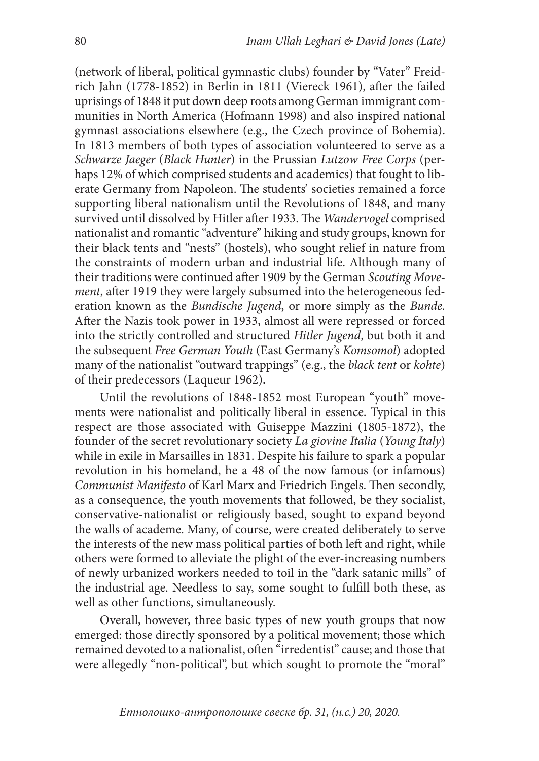(network of liberal, political gymnastic clubs) founder by "Vater" Freidrich Jahn (1778-1852) in Berlin in 1811 (Viereck 1961), after the failed uprisings of 1848 it put down deep roots among German immigrant communities in North America (Hofmann 1998) and also inspired national gymnast associations elsewhere (e.g., the Czech province of Bohemia). In 1813 members of both types of association volunteered to serve as a *Schwarze Jaeger* (*Black Hunter*) in the Prussian *Lutzow Free Corps* (perhaps 12% of which comprised students and academics) that fought to liberate Germany from Napoleon. The students' societies remained a force supporting liberal nationalism until the Revolutions of 1848, and many survived until dissolved by Hitler after 1933. The *Wandervogel* comprised nationalist and romantic "adventure" hiking and study groups, known for their black tents and "nests" (hostels), who sought relief in nature from the constraints of modern urban and industrial life. Although many of their traditions were continued after 1909 by the German *Scouting Movement*, after 1919 they were largely subsumed into the heterogeneous federation known as the *Bundische Jugend*, or more simply as the *Bunde.* After the Nazis took power in 1933, almost all were repressed or forced into the strictly controlled and structured *Hitler Jugend*, but both it and the subsequent *Free German Youth* (East Germany's *Komsomol*) adopted many of the nationalist "outward trappings" (e.g., the *black tent* or *kohte*) of their predecessors (Laqueur 1962)**.**

Until the revolutions of 1848-1852 most European "youth" movements were nationalist and politically liberal in essence. Typical in this respect are those associated with Guiseppe Mazzini (1805-1872), the founder of the secret revolutionary society *La giovine Italia* (*Young Italy*) while in exile in Marsailles in 1831. Despite his failure to spark a popular revolution in his homeland, he a 48 of the now famous (or infamous) *Communist Manifesto* of Karl Marx and Friedrich Engels. Then secondly, as a consequence, the youth movements that followed, be they socialist, conservative-nationalist or religiously based, sought to expand beyond the walls of academe. Many, of course, were created deliberately to serve the interests of the new mass political parties of both left and right, while others were formed to alleviate the plight of the ever-increasing numbers of newly urbanized workers needed to toil in the "dark satanic mills" of the industrial age. Needless to say, some sought to fulfill both these, as well as other functions, simultaneously.

Overall, however, three basic types of new youth groups that now emerged: those directly sponsored by a political movement; those which remained devoted to a nationalist, often "irredentist" cause; and those that were allegedly "non-political", but which sought to promote the "moral"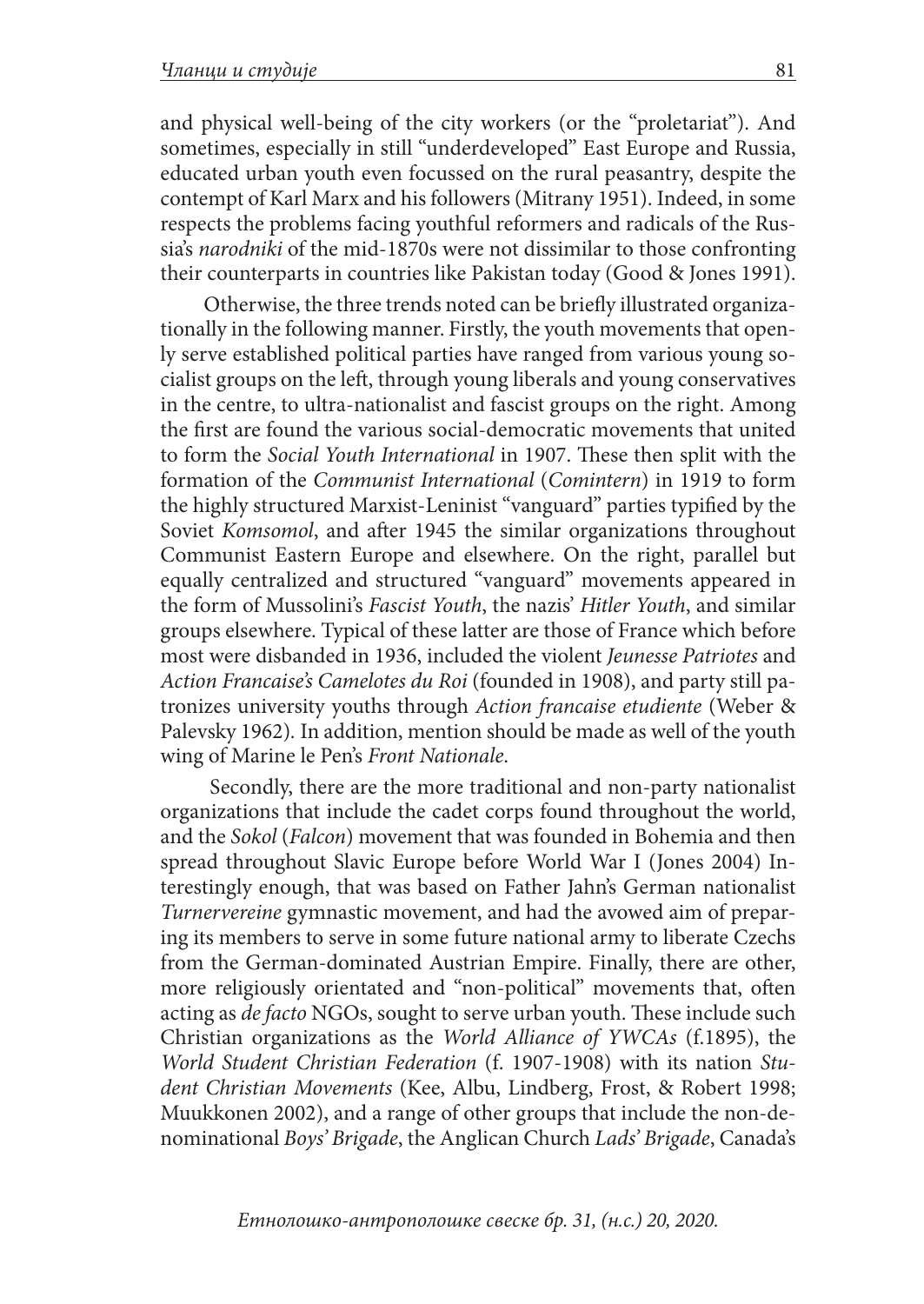and physical well-being of the city workers (or the "proletariat"). And sometimes, especially in still "underdeveloped" East Europe and Russia, educated urban youth even focussed on the rural peasantry, despite the contempt of Karl Marx and his followers (Mitrany 1951). Indeed, in some respects the problems facing youthful reformers and radicals of the Russia's *narodniki* of the mid-1870s were not dissimilar to those confronting their counterparts in countries like Pakistan today (Good & Jones 1991).

Otherwise, the three trends noted can be briefly illustrated organizationally in the following manner. Firstly, the youth movements that openly serve established political parties have ranged from various young socialist groups on the left, through young liberals and young conservatives in the centre, to ultra-nationalist and fascist groups on the right. Among the first are found the various social-democratic movements that united to form the *Social Youth International* in 1907. These then split with the formation of the *Communist International* (*Comintern*) in 1919 to form the highly structured Marxist-Leninist "vanguard" parties typified by the Soviet *Komsomol*, and after 1945 the similar organizations throughout Communist Eastern Europe and elsewhere. On the right, parallel but equally centralized and structured "vanguard" movements appeared in the form of Mussolini's *Fascist Youth*, the nazis' *Hitler Youth*, and similar groups elsewhere. Typical of these latter are those of France which before most were disbanded in 1936, included the violent *Jeunesse Patriotes* and *Action Francaise's Camelotes du Roi* (founded in 1908), and party still patronizes university youths through *Action francaise etudiente* (Weber & Palevsky 1962). In addition, mention should be made as well of the youth wing of Marine le Pen's *Front Nationale*.

Secondly, there are the more traditional and non-party nationalist organizations that include the cadet corps found throughout the world, and the *Sokol* (*Falcon*) movement that was founded in Bohemia and then spread throughout Slavic Europe before World War I (Jones 2004) Interestingly enough, that was based on Father Jahn's German nationalist *Turnervereine* gymnastic movement, and had the avowed aim of preparing its members to serve in some future national army to liberate Czechs from the German-dominated Austrian Empire. Finally, there are other, more religiously orientated and "non-political" movements that, often acting as *de facto* NGOs, sought to serve urban youth. These include such Christian organizations as the *World Alliance of YWCAs* (f.1895), the *World Student Christian Federation* (f. 1907-1908) with its nation *Student Christian Movements* (Kee, Albu, Lindberg, Frost, & Robert 1998; Muukkonen 2002), and a range of other groups that include the non-denominational *Boys' Brigade*, the Anglican Church *Lads' Brigade*, Canada's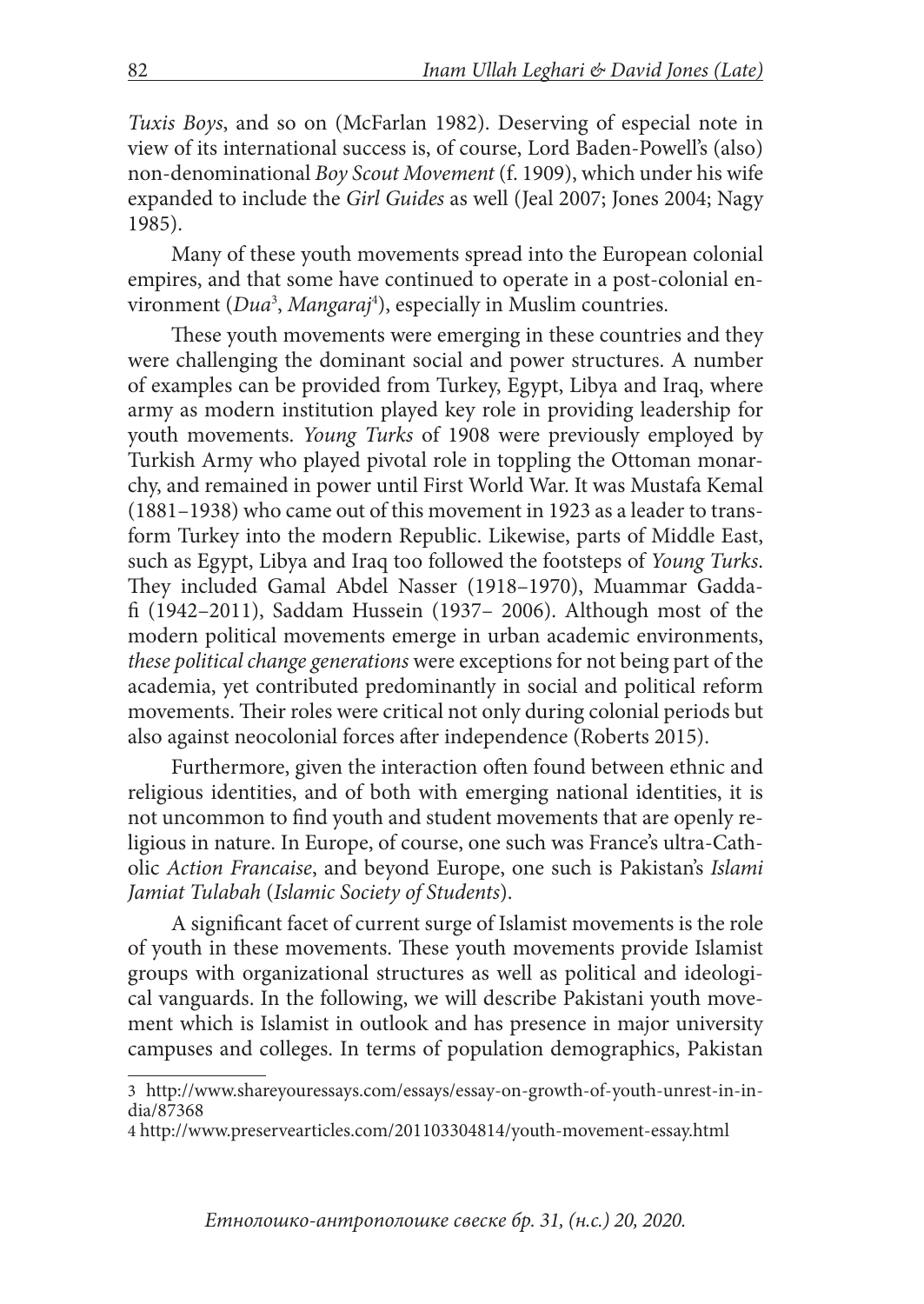*Tuxis Boys*, and so on (McFarlan 1982). Deserving of especial note in view of its international success is, of course, Lord Baden-Powell's (also) non-denominational *Boy Scout Movement* (f. 1909), which under his wife expanded to include the *Girl Guides* as well (Jeal 2007; Jones 2004; Nagy 1985).

Many of these youth movements spread into the European colonial empires, and that some have continued to operate in a post-colonial environment (*Dua*[3], *Mangaraj*[4]), especially in Muslim countries.

These youth movements were emerging in these countries and they were challenging the dominant social and power structures. A number of examples can be provided from Turkey, Egypt, Libya and Iraq, where army as modern institution played key role in providing leadership for youth movements. *Young Turks* of 1908 were previously employed by Turkish Army who played pivotal role in toppling the Ottoman monarchy, and remained in power until First World War. It was Mustafa Kemal (1881–1938) who came out of this movement in 1923 as a leader to transform Turkey into the modern Republic. Likewise, parts of Middle East, such as Egypt, Libya and Iraq too followed the footsteps of *Young Turks*. They included Gamal Abdel Nasser (1918–1970), Muammar Gaddafi (1942–2011), Saddam Hussein (1937– 2006). Although most of the modern political movements emerge in urban academic environments, *these political change generations* were exceptions for not being part of the academia, yet contributed predominantly in social and political reform movements. Their roles were critical not only during colonial periods but also against neocolonial forces after independence (Roberts 2015).

Furthermore, given the interaction often found between ethnic and religious identities, and of both with emerging national identities, it is not uncommon to find youth and student movements that are openly religious in nature. In Europe, of course, one such was France's ultra-Catholic *Action Francaise*, and beyond Europe, one such is Pakistan's *Islami Jamiat Tulabah* (*Islamic Society of Students*).

A significant facet of current surge of Islamist movements is the role of youth in these movements. These youth movements provide Islamist groups with organizational structures as well as political and ideological vanguards. In the following, we will describe Pakistani youth movement which is Islamist in outlook and has presence in major university campuses and colleges. In terms of population demographics, Pakistan

---

3 http://www.shareyouressays.com/essays/essay-on-growth-of-youth-unrest-in-india/87368

4 http://www.preservearticles.com/201103304814/youth-movement-essay.html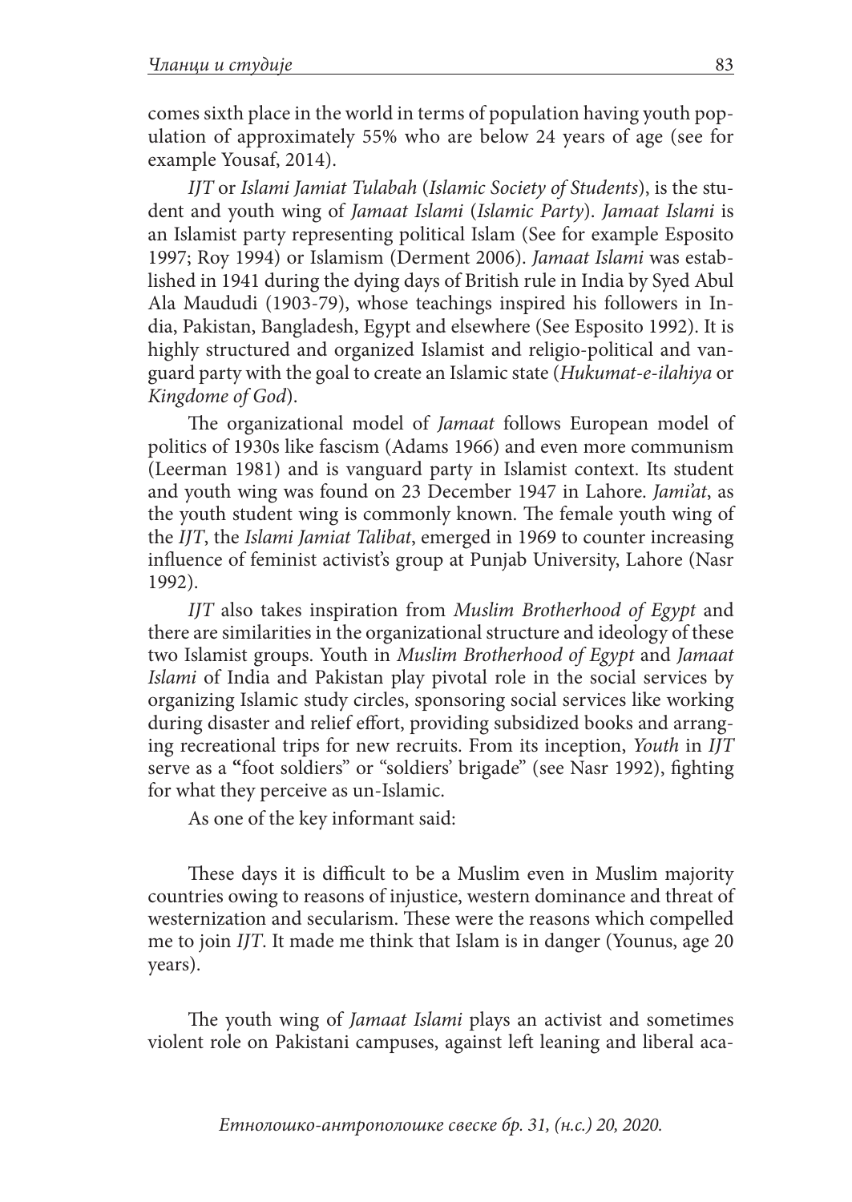comes sixth place in the world in terms of population having youth population of approximately 55% who are below 24 years of age (see for example Yousaf, 2014).

*IJT* or *Islami Jamiat Tulabah* (*Islamic Society of Students*), is the student and youth wing of *Jamaat Islami* (*Islamic Party*). *Jamaat Islami* is an Islamist party representing political Islam (See for example Esposito 1997; Roy 1994) or Islamism (Derment 2006). *Jamaat Islami* was established in 1941 during the dying days of British rule in India by Syed Abul Ala Maududi (1903-79), whose teachings inspired his followers in India, Pakistan, Bangladesh, Egypt and elsewhere (See Esposito 1992). It is highly structured and organized Islamist and religio-political and vanguard party with the goal to create an Islamic state (*Hukumat-e-ilahiya* or *Kingdome of God*).

The organizational model of *Jamaat* follows European model of politics of 1930s like fascism (Adams 1966) and even more communism (Leerman 1981) and is vanguard party in Islamist context. Its student and youth wing was found on 23 December 1947 in Lahore. *Jami'at*, as the youth student wing is commonly known. The female youth wing of the *IJT*, the *Islami Jamiat Talibat*, emerged in 1969 to counter increasing influence of feminist activist's group at Punjab University, Lahore (Nasr 1992).

*IJT* also takes inspiration from *Muslim Brotherhood of Egypt* and there are similarities in the organizational structure and ideology of these two Islamist groups. Youth in *Muslim Brotherhood of Egypt* and *Jamaat Islami* of India and Pakistan play pivotal role in the social services by organizing Islamic study circles, sponsoring social services like working during disaster and relief effort, providing subsidized books and arranging recreational trips for new recruits. From its inception, *Youth* in *IJT* serve as a "foot soldiers" or "soldiers' brigade" (see Nasr 1992), fighting for what they perceive as un-Islamic.

As one of the key informant said:

> These days it is difficult to be a Muslim even in Muslim majority countries owing to reasons of injustice, western dominance and threat of westernization and secularism. These were the reasons which compelled me to join *IJT*. It made me think that Islam is in danger (Younus, age 20 years).

The youth wing of *Jamaat Islami* plays an activist and sometimes violent role on Pakistani campuses, against left leaning and liberal aca-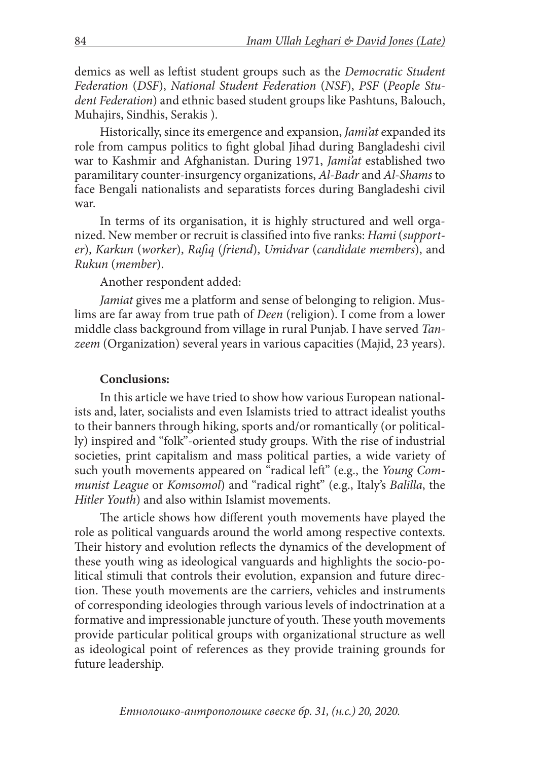demics as well as leftist student groups such as the *Democratic Student Federation* (*DSF*), *National Student Federation* (*NSF*), *PSF* (*People Student Federation*) and ethnic based student groups like Pashtuns, Balouch, Muhajirs, Sindhis, Serakis ).

Historically, since its emergence and expansion, *Jami'at* expanded its role from campus politics to fight global Jihad during Bangladeshi civil war to Kashmir and Afghanistan. During 1971, *Jami'at* established two paramilitary counter-insurgency organizations, *Al-Badr* and *Al-Shams* to face Bengali nationalists and separatists forces during Bangladeshi civil war.

In terms of its organisation, it is highly structured and well organized. New member or recruit is classified into five ranks: *Hami* (*supporter*), *Karkun* (*worker*), *Rafiq* (*friend*), *Umidvar* (*candidate members*), and *Rukun* (*member*).

Another respondent added:

*Jamiat* gives me a platform and sense of belonging to religion. Muslims are far away from true path of *Deen* (religion). I come from a lower middle class background from village in rural Punjab. I have served *Tanzeem* (Organization) several years in various capacities (Majid, 23 years).

**Conclusions:**

In this article we have tried to show how various European nationalists and, later, socialists and even Islamists tried to attract idealist youths to their banners through hiking, sports and/or romantically (or politically) inspired and "folk"-oriented study groups. With the rise of industrial societies, print capitalism and mass political parties, a wide variety of such youth movements appeared on "radical left" (e.g., the *Young Communist League* or *Komsomol*) and "radical right" (e.g., Italy's *Balilla*, the *Hitler Youth*) and also within Islamist movements.

The article shows how different youth movements have played the role as political vanguards around the world among respective contexts. Their history and evolution reflects the dynamics of the development of these youth wing as ideological vanguards and highlights the socio-political stimuli that controls their evolution, expansion and future direction. These youth movements are the carriers, vehicles and instruments of corresponding ideologies through various levels of indoctrination at a formative and impressionable juncture of youth. These youth movements provide particular political groups with organizational structure as well as ideological point of references as they provide training grounds for future leadership.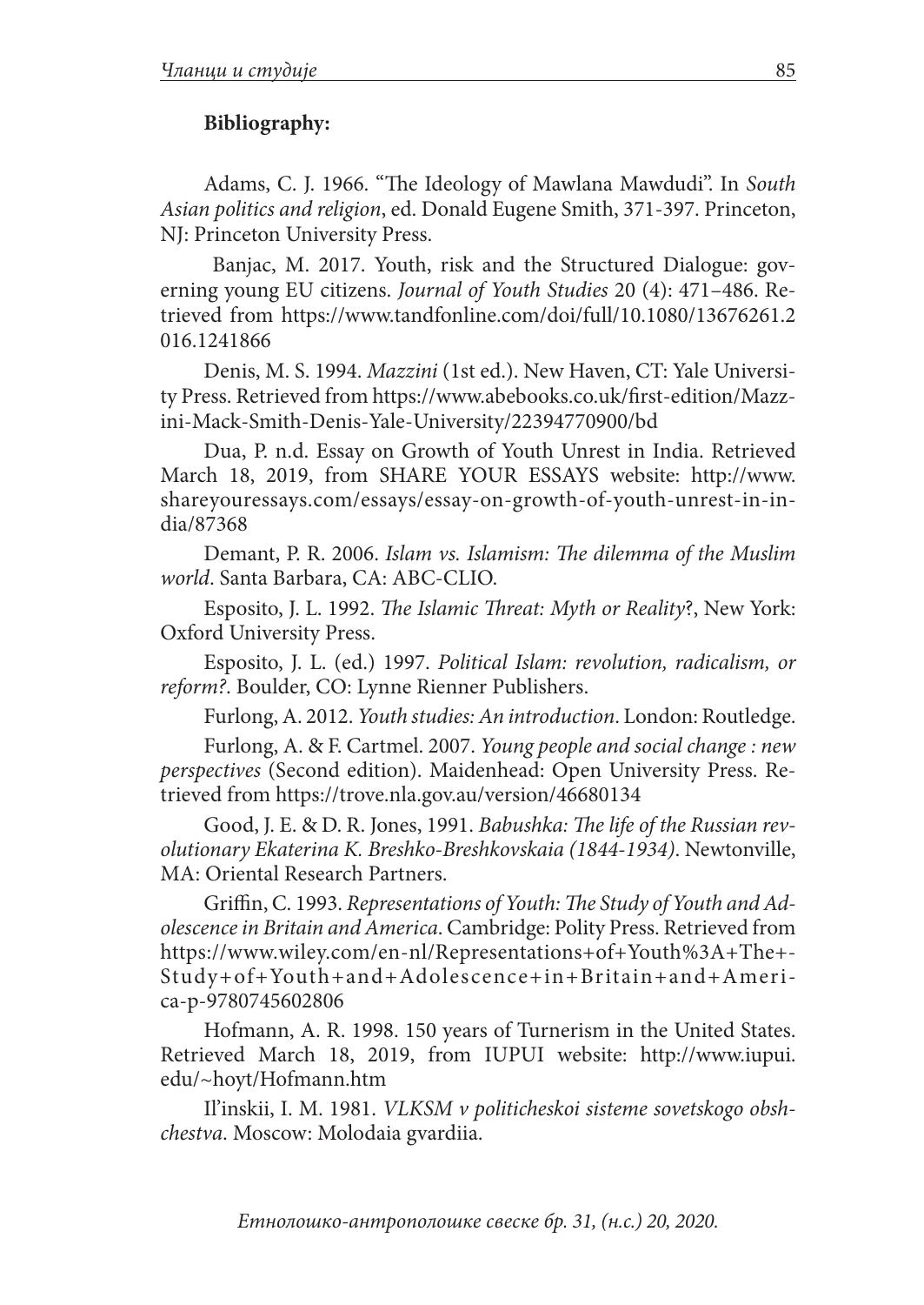**Bibliography:**

Adams, C. J. 1966. "The Ideology of Mawlana Mawdudi". In *South Asian politics and religion*, ed. Donald Eugene Smith, 371-397. Princeton, NJ: Princeton University Press.

Banjac, M. 2017. Youth, risk and the Structured Dialogue: governing young EU citizens. *Journal of Youth Studies* 20 (4): 471–486. Retrieved from https://www.tandfonline.com/doi/full/10.1080/13676261.2016.1241866

Denis, M. S. 1994. *Mazzini* (1st ed.). New Haven, CT: Yale University Press. Retrieved from https://www.abebooks.co.uk/first-edition/Mazzini-Mack-Smith-Denis-Yale-University/22394770900/bd

Dua, P. n.d. Essay on Growth of Youth Unrest in India. Retrieved March 18, 2019, from SHARE YOUR ESSAYS website: http://www.shareyouressays.com/essays/essay-on-growth-of-youth-unrest-in-india/87368

Demant, P. R. 2006. *Islam vs. Islamism: The dilemma of the Muslim world*. Santa Barbara, CA: ABC-CLIO.

Esposito, J. L. 1992. *The Islamic Threat: Myth or Reality*?, New York: Oxford University Press.

Esposito, J. L. (ed.) 1997. *Political Islam: revolution, radicalism, or reform?*. Boulder, CO: Lynne Rienner Publishers.

Furlong, A. 2012. *Youth studies: An introduction*. London: Routledge.

Furlong, A. & F. Cartmel. 2007. *Young people and social change : new perspectives* (Second edition). Maidenhead: Open University Press. Retrieved from https://trove.nla.gov.au/version/46680134

Good, J. E. & D. R. Jones, 1991. *Babushka: The life of the Russian revolutionary Ekaterina K. Breshko-Breshkovskaia (1844-1934)*. Newtonville, MA: Oriental Research Partners.

Griffin, C. 1993. *Representations of Youth: The Study of Youth and Adolescence in Britain and America*. Cambridge: Polity Press. Retrieved from https://www.wiley.com/en-nl/Representations+of+Youth%3A+The+Study+of+Youth+and+Adolescence+in+Britain+and+America-p-9780745602806

Hofmann, A. R. 1998. 150 years of Turnerism in the United States. Retrieved March 18, 2019, from IUPUI website: http://www.iupui.edu/~hoyt/Hofmann.htm

Il'inskii, I. M. 1981. *VLKSM v politicheskoi sisteme sovetskogo obshchestva*. Moscow: Molodaia gvardiia.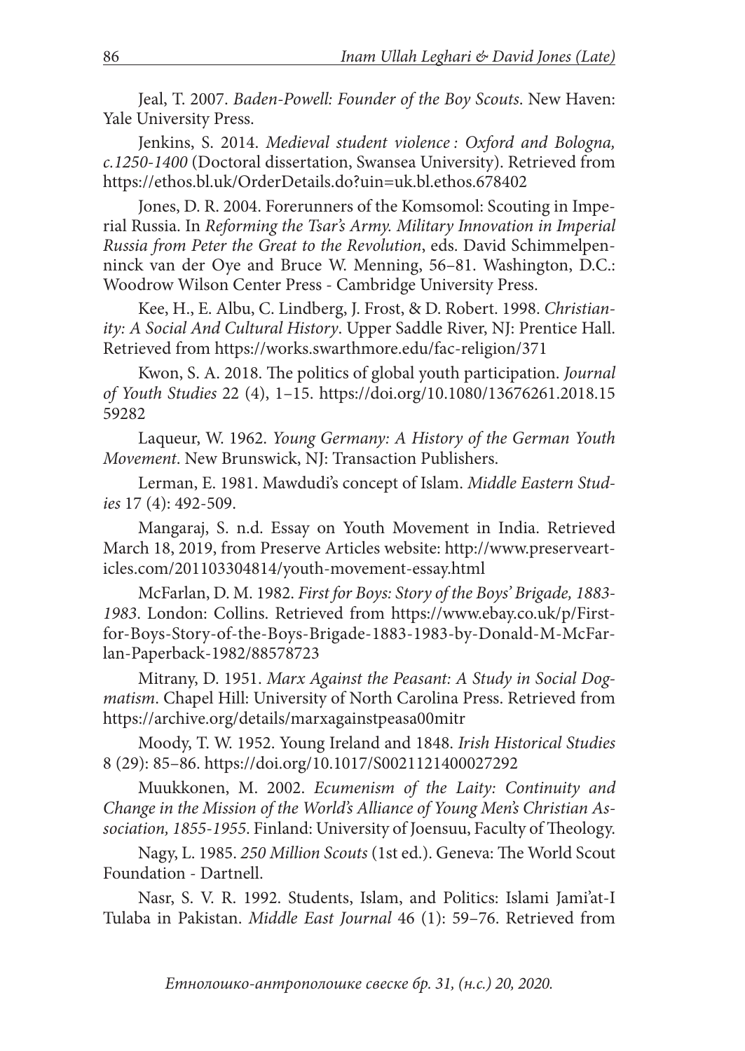Jeal, T. 2007. *Baden-Powell: Founder of the Boy Scouts*. New Haven: Yale University Press.

Jenkins, S. 2014. *Medieval student violence : Oxford and Bologna, c.1250-1400* (Doctoral dissertation, Swansea University). Retrieved from https://ethos.bl.uk/OrderDetails.do?uin=uk.bl.ethos.678402

Jones, D. R. 2004. Forerunners of the Komsomol: Scouting in Imperial Russia. In *Reforming the Tsar's Army. Military Innovation in Imperial Russia from Peter the Great to the Revolution*, eds. David Schimmelpenninck van der Oye and Bruce W. Menning, 56–81. Washington, D.C.: Woodrow Wilson Center Press - Cambridge University Press.

Kee, H., E. Albu, C. Lindberg, J. Frost, & D. Robert. 1998. *Christianity: A Social And Cultural History*. Upper Saddle River, NJ: Prentice Hall. Retrieved from https://works.swarthmore.edu/fac-religion/371

Kwon, S. A. 2018. The politics of global youth participation. *Journal of Youth Studies* 22 (4), 1–15. https://doi.org/10.1080/13676261.2018.1559282

Laqueur, W. 1962. *Young Germany: A History of the German Youth Movement*. New Brunswick, NJ: Transaction Publishers.

Lerman, E. 1981. Mawdudi's concept of Islam. *Middle Eastern Studies* 17 (4): 492-509.

Mangaraj, S. n.d. Essay on Youth Movement in India. Retrieved March 18, 2019, from Preserve Articles website: http://www.preservearticles.com/201103304814/youth-movement-essay.html

McFarlan, D. M. 1982. *First for Boys: Story of the Boys' Brigade, 1883-1983*. London: Collins. Retrieved from https://www.ebay.co.uk/p/First-for-Boys-Story-of-the-Boys-Brigade-1883-1983-by-Donald-M-McFarlan-Paperback-1982/88578723

Mitrany, D. 1951. *Marx Against the Peasant: A Study in Social Dogmatism*. Chapel Hill: University of North Carolina Press. Retrieved from https://archive.org/details/marxagainstpeasa00mitr

Moody, T. W. 1952. Young Ireland and 1848. *Irish Historical Studies* 8 (29): 85–86. https://doi.org/10.1017/S0021121400027292

Muukkonen, M. 2002. *Ecumenism of the Laity: Continuity and Change in the Mission of the World's Alliance of Young Men's Christian Association, 1855-1955*. Finland: University of Joensuu, Faculty of Theology.

Nagy, L. 1985. *250 Million Scouts* (1st ed.). Geneva: The World Scout Foundation - Dartnell.

Nasr, S. V. R. 1992. Students, Islam, and Politics: Islami Jami'at-I Tulaba in Pakistan. *Middle East Journal* 46 (1): 59–76. Retrieved from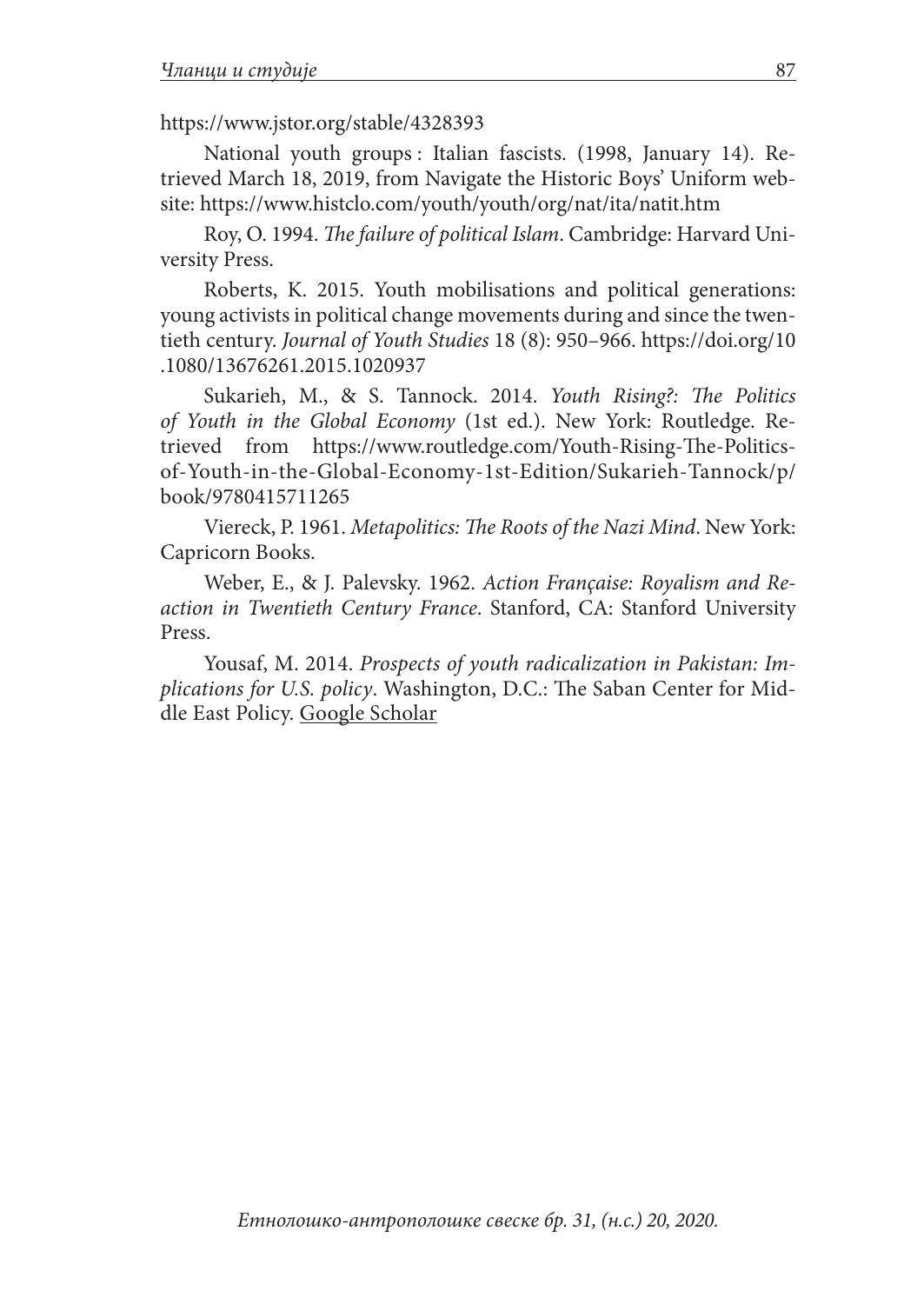https://www.jstor.org/stable/4328393

National youth groups : Italian fascists. (1998, January 14). Retrieved March 18, 2019, from Navigate the Historic Boys' Uniform website: https://www.histclo.com/youth/youth/org/nat/ita/natit.htm

Roy, O. 1994. *The failure of political Islam*. Cambridge: Harvard University Press.

Roberts, K. 2015. Youth mobilisations and political generations: young activists in political change movements during and since the twentieth century. *Journal of Youth Studies* 18 (8): 950–966. https://doi.org/10.1080/13676261.2015.1020937

Sukarieh, M., & S. Tannock. 2014. *Youth Rising?: The Politics of Youth in the Global Economy* (1st ed.). New York: Routledge. Retrieved from https://www.routledge.com/Youth-Rising-The-Politics-of-Youth-in-the-Global-Economy-1st-Edition/Sukarieh-Tannock/p/book/9780415711265

Viereck, P. 1961. *Metapolitics: The Roots of the Nazi Mind*. New York: Capricorn Books.

Weber, E., & J. Palevsky. 1962. *Action Française: Royalism and Reaction in Twentieth Century France*. Stanford, CA: Stanford University Press.

Yousaf, M. 2014. *Prospects of youth radicalization in Pakistan: Implications for U.S. policy*. Washington, D.C.: The Saban Center for Middle East Policy. Google Scholar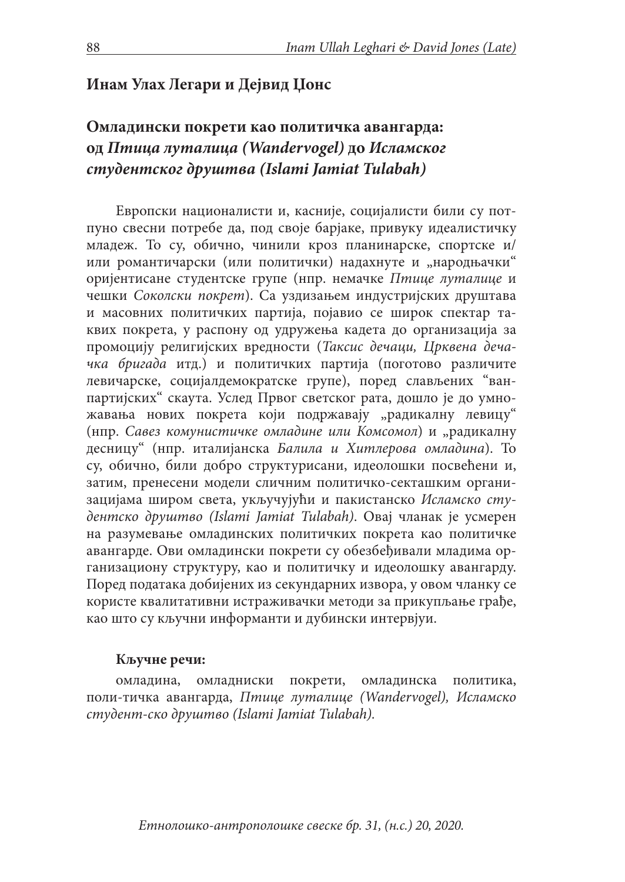**Инам Улах Легари и Дејвид Џонс**

## Омладински покрети као политичка авангарда: од *Птица луталица (Wandervogel)* до *Исламског студентског друштва (Islami Jamiat Tulabah)*

Европски националисти и, касније, социјалисти били су потпуно свесни потребе да, под своје барјаке, привуку идеалистичку младеж. То су, обично, чинили кроз планинарске, спортске и/или романтичарски (или политички) надахнуте и „народњачки" оријентисане студентске групе (нпр. немачке *Птице луталице* и чешки *Соколски покрет*). Са уздизањем индустријских друштава и масовних политичких партија, појавио се широк спектар таквих покрета, у распону од удружења кадета до организација за промоцију религијских вредности (*Таксис дечаци, Црквена дечачка бригада* итд.) и политичких партија (поготово различите левичарске, социјалдемократске групе), поред слављених "ванпартијских" скаута. Услед Првог светског рата, дошло је до умножавања нових покрета који подржавају „радикалну левицу" (нпр. *Савез комунистичке омладине или Комсомол*) и „радикалну десницу" (нпр. италијанска *Балила и Хитлерова омладина*). То су, обично, били добро структурисани, идеолошки посвећени и, затим, пренесени модели сличним политичко-секташким организацијама широм света, укључујући и пакистанско *Исламско студентско друштво (Islami Jamiat Tulabah)*. Овај чланак је усмерен на разумевање омладинских политичких покрета као политичке авангарде. Ови омладински покрети су обезбеђивали младима организациону структуру, као и политичку и идеолошку авангарду. Поред података добијених из секундарних извора, у овом чланку се користе квалитативни истраживачки методи за прикупљање грађе, као што су кључни информанти и дубински интервјуи.

**Кључне речи:**

омладина, омладниски покрети, омладинска политика, поли-тичка авангарда, *Птице луталице (Wandervogel), Исламско студент-ско друштво (Islami Jamiat Tulabah).*